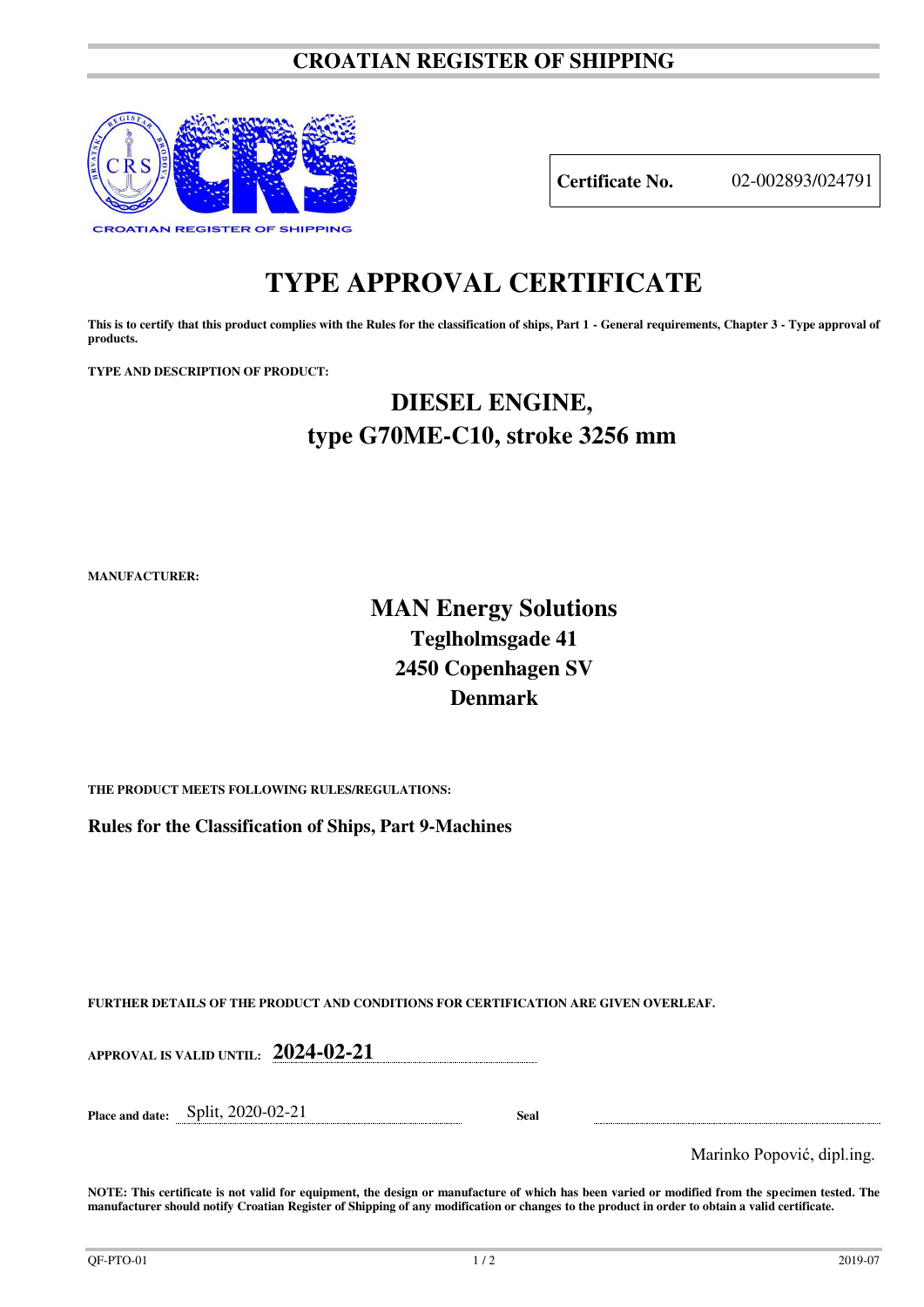# CROATIAN REGISTER OF SHIPPING

CROATIAN REGISTER OF SHIPPING

| **Certificate No.** | 02-002893/024791 |
|---|---|

# TYPE APPROVAL CERTIFICATE

**This is to certify that this product complies with the Rules for the classification of ships, Part 1 - General requirements, Chapter 3 - Type approval of products.**

**TYPE AND DESCRIPTION OF PRODUCT:**

## DIESEL ENGINE,
## type G70ME-C10, stroke 3256 mm

**MANUFACTURER:**

## MAN Energy Solutions
### Teglholmsgade 41
### 2450 Copenhagen SV
### Denmark

**THE PRODUCT MEETS FOLLOWING RULES/REGULATIONS:**

**Rules for the Classification of Ships, Part 9-Machines**

**FURTHER DETAILS OF THE PRODUCT AND CONDITIONS FOR CERTIFICATION ARE GIVEN OVERLEAF.**

**APPROVAL IS VALID UNTIL:** **2024-02-21**

**Place and date:** Split, 2020-02-21 **Seal**

Marinko Popović, dipl.ing.

**NOTE: This certificate is not valid for equipment, the design or manufacture of which has been varied or modified from the specimen tested. The manufacturer should notify Croatian Register of Shipping of any modification or changes to the product in order to obtain a valid certificate.**

QF-PTO-01 2019-07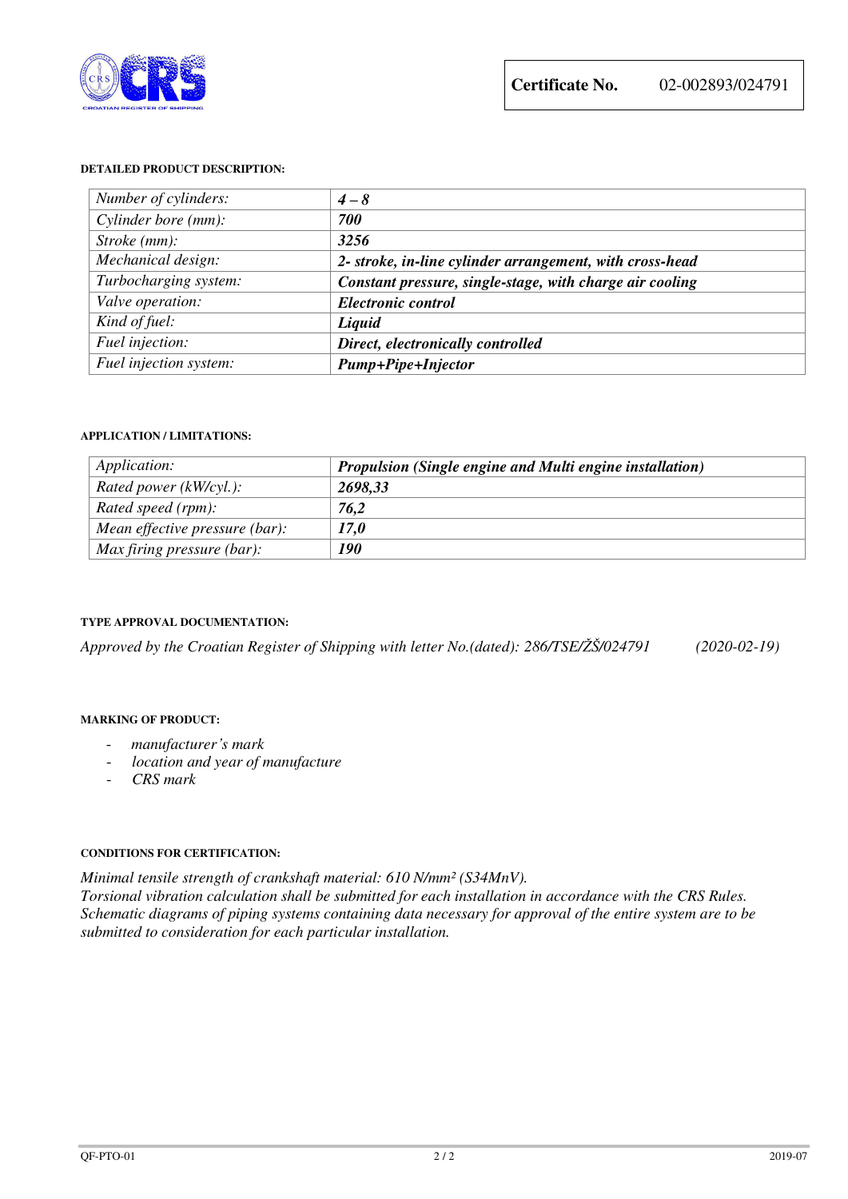**Certificate No.** 02-002893/024791

#### DETAILED PRODUCT DESCRIPTION:

| | |
|---|---|
| *Number of cylinders:* | ***4 – 8*** |
| *Cylinder bore (mm):* | ***700*** |
| *Stroke (mm):* | ***3256*** |
| *Mechanical design:* | ***2- stroke, in-line cylinder arrangement, with cross-head*** |
| *Turbocharging system:* | ***Constant pressure, single-stage, with charge air cooling*** |
| *Valve operation:* | ***Electronic control*** |
| *Kind of fuel:* | ***Liquid*** |
| *Fuel injection:* | ***Direct, electronically controlled*** |
| *Fuel injection system:* | ***Pump+Pipe+Injector*** |

#### APPLICATION / LIMITATIONS:

| | |
|---|---|
| *Application:* | ***Propulsion (Single engine and Multi engine installation)*** |
| *Rated power (kW/cyl.):* | ***2698,33*** |
| *Rated speed (rpm):* | ***76,2*** |
| *Mean effective pressure (bar):* | ***17,0*** |
| *Max firing pressure (bar):* | ***190*** |

#### TYPE APPROVAL DOCUMENTATION:

*Approved by the Croatian Register of Shipping with letter No.(dated): 286/TSE/ŽŠ/024791 (2020-02-19)*

#### MARKING OF PRODUCT:

- *manufacturer's mark*
- *location and year of manufacture*
- *CRS mark*

#### CONDITIONS FOR CERTIFICATION:

*Minimal tensile strength of crankshaft material: 610 N/mm² (S34MnV).*
*Torsional vibration calculation shall be submitted for each installation in accordance with the CRS Rules.*
*Schematic diagrams of piping systems containing data necessary for approval of the entire system are to be submitted to consideration for each particular installation.*